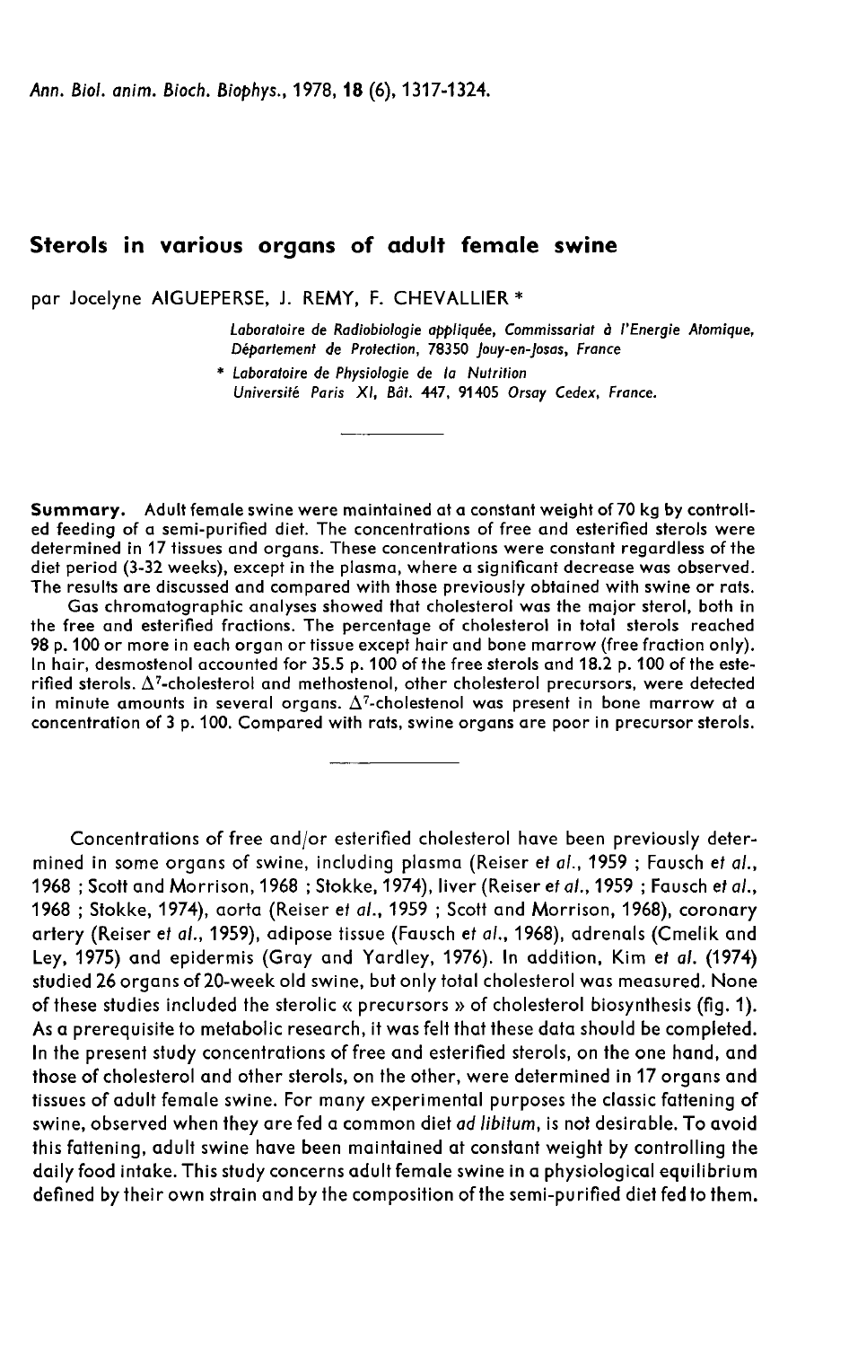# Sterols in various organs of adult female swine

par Jocelyne AIGUEPERSE, J. REMY, F. CHEVALLIER *

Laboratoire de Radiobiologie appliquée, Commissariat à l'Energie Atomique, Département de Protection, 78350 Jouy-en-Josas, France

* Laboratoire de Physiologie de la Nutrition Université Paris XI, Bât. 447, 91405 Orsay Cedex, France.

---

**Summary.** Adult female swine were maintained at a constant weight of 70 kg by controlled feeding of a semi-purified diet. The concentrations of free and esterified sterols were determined in 17 tissues and organs. These concentrations were constant regardless of the diet period (3-32 weeks), except in the plasma, where a significant decrease was observed. The results are discussed and compared with those previously obtained with swine or rats.

Gas chromatographic analyses showed that cholesterol was the major sterol, both in the free and esterified fractions. The percentage of cholesterol in total sterols reached 98 p. 100 or more in each organ or tissue except hair and bone marrow (free fraction only). In hair, desmostenol accounted for 35.5 p. 100 of the free sterols and 18.2 p. 100 of the esterified sterols. $\Delta^7$-cholesterol and methostenol, other cholesterol precursors, were detected in minute amounts in several organs. $\Delta^7$-cholestenol was present in bone marrow at a concentration of 3 p. 100. Compared with rats, swine organs are poor in precursor sterols.

---

Concentrations of free and/or esterified cholesterol have been previously determined in some organs of swine, including plasma (Reiser *et al.*, 1959 ; Fausch *et al.*, 1968 ; Scott and Morrison, 1968 ; Stokke, 1974), liver (Reiser *et al.*, 1959 ; Fausch *et al.*, 1968 ; Stokke, 1974), aorta (Reiser *et al.*, 1959 ; Scott and Morrison, 1968), coronary artery (Reiser *et al.*, 1959), adipose tissue (Fausch *et al.*, 1968), adrenals (Cmelik and Ley, 1975) and epidermis (Gray and Yardley, 1976). In addition, Kim *et al.* (1974) studied 26 organs of 20-week old swine, but only total cholesterol was measured. None of these studies included the sterolic « precursors » of cholesterol biosynthesis (fig. 1). As a prerequisite to metabolic research, it was felt that these data should be completed. In the present study concentrations of free and esterified sterols, on the one hand, and those of cholesterol and other sterols, on the other, were determined in 17 organs and tissues of adult female swine. For many experimental purposes the classic fattening of swine, observed when they are fed a common diet *ad libitum*, is not desirable. To avoid this fattening, adult swine have been maintained at constant weight by controlling the daily food intake. This study concerns adult female swine in a physiological equilibrium defined by their own strain and by the composition of the semi-purified diet fed to them.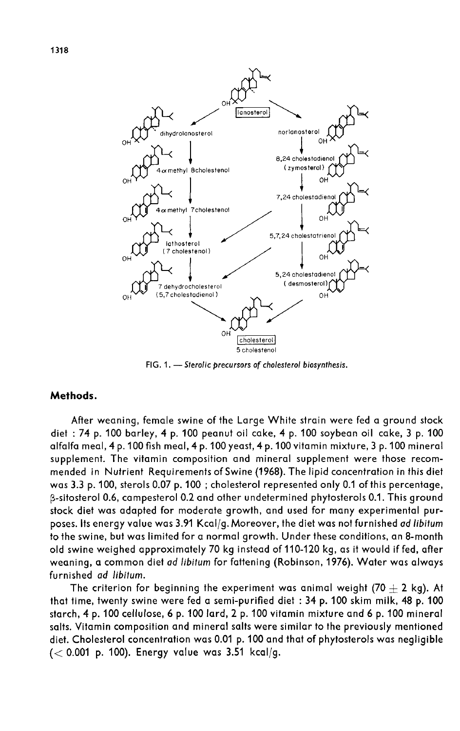FIG. 1. — *Sterolic precursors of cholesterol biosynthesis.*

## Methods.

After weaning, female swine of the Large White strain were fed a ground stock diet : 74 p. 100 barley, 4 p. 100 peanut oil cake, 4 p. 100 soybean oil cake, 3 p. 100 alfalfa meal, 4 p. 100 fish meal, 4 p. 100 yeast, 4 p. 100 vitamin mixture, 3 p. 100 mineral supplement. The vitamin composition and mineral supplement were those recommended in Nutrient Requirements of Swine (1968). The lipid concentration in this diet was 3.3 p. 100, sterols 0.07 p. 100 ; cholesterol represented only 0.1 of this percentage, β-sitosterol 0.6, campesterol 0.2 and other undetermined phytosterols 0.1. This ground stock diet was adapted for moderate growth, and used for many experimental purposes. Its energy value was 3.91 Kcal/g. Moreover, the diet was not furnished *ad libitum* to the swine, but was limited for a normal growth. Under these conditions, an 8-month old swine weighed approximately 70 kg instead of 110-120 kg, as it would if fed, after weaning, a common diet *ad libitum* for fattening (Robinson, 1976). Water was always furnished *ad libitum*.

The criterion for beginning the experiment was animal weight ($70 \pm 2$ kg). At that time, twenty swine were fed a semi-purified diet : 34 p. 100 skim milk, 48 p. 100 starch, 4 p. 100 cellulose, 6 p. 100 lard, 2 p. 100 vitamin mixture and 6 p. 100 mineral salts. Vitamin composition and mineral salts were similar to the previously mentioned diet. Cholesterol concentration was 0.01 p. 100 and that of phytosterols was negligible ($< 0.001$ p. 100). Energy value was 3.51 kcal/g.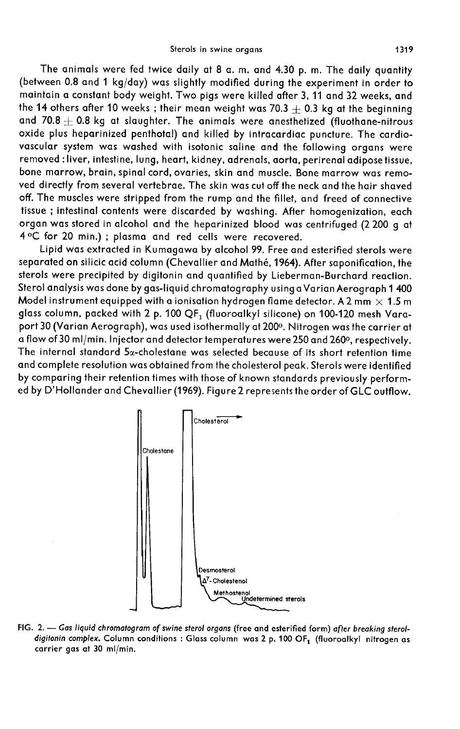The animals were fed twice daily at 8 a. m. and 4.30 p. m. The daily quantity (between 0.8 and 1 kg/day) was slightly modified during the experiment in order to maintain a constant body weight. Two pigs were killed after 3, 11 and 32 weeks, and the 14 others after 10 weeks ; their mean weight was $70.3 \pm 0.3$ kg at the beginning and $70.8 \pm 0.8$ kg at slaughter. The animals were anesthetized (fluothane-nitrous oxide plus heparinized penthotal) and killed by intracardiac puncture. The cardiovascular system was washed with isotonic saline and the following organs were removed : liver, intestine, lung, heart, kidney, adrenals, aorta, perirenal adipose tissue, bone marrow, brain, spinal cord, ovaries, skin and muscle. Bone marrow was removed directly from several vertebrae. The skin was cut off the neck and the hair shaved off. The muscles were stripped from the rump and the fillet, and freed of connective tissue ; intestinal contents were discarded by washing. After homogenization, each organ was stored in alcohol and the heparinized blood was centrifuged (2 200 g at 4 °C for 20 min.) ; plasma and red cells were recovered.

Lipid was extracted in Kumagawa by alcohol 99. Free and esterified sterols were separated on silicic acid column (Chevallier and Mathé, 1964). After saponification, the sterols were precipited by digitonin and quantified by Lieberman-Burchard reaction. Sterol analysis was done by gas-liquid chromatography using a Varian Aerograph 1 400 Model instrument equipped with a ionisation hydrogen flame detector. A 2 mm × 1.5 m glass column, packed with 2 p. 100 $QF_1$ (fluoroalkyl silicone) on 100-120 mesh Varaport 30 (Varian Aerograph), was used isothermally at 200°. Nitrogen was the carrier at a flow of 30 ml/min. Injector and detector temperatures were 250 and 260°, respectively. The internal standard 5α-cholestane was selected because of its short retention time and complete resolution was obtained from the cholesterol peak. Sterols were identified by comparing their retention times with those of known standards previously performed by D'Hollander and Chevallier (1969). Figure 2 represents the order of GLC outflow.

Cholestane

Cholesterol

Desmosterol

$\Delta^7$-Cholestenol

Methostenol

Undetermined sterols

FIG. 2. — *Gas liquid chromatogram of swine sterol organs* (free and esterified form) *after breaking sterol-digitonin complex.* Column conditions : Glass column was 2 p. 100 $OF_1$ (fluoroalkyl nitrogen as carrier gas at 30 ml/min.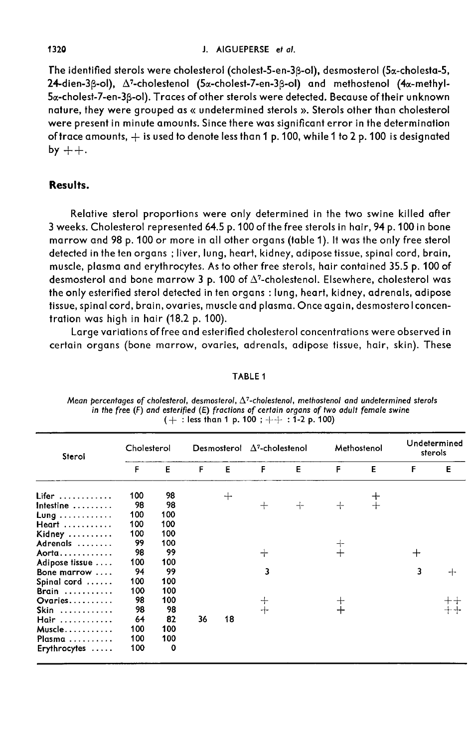The identified sterols were cholesterol (cholest-5-en-3β-ol), desmosterol (5α-cholesta-5, 24-dien-3β-ol), Δ[7]-cholestenol (5α-cholest-7-en-3β-ol) and methostenol (4α-methyl-5α-cholest-7-en-3β-ol). Traces of other sterols were detected. Because of their unknown nature, they were grouped as « undetermined sterols ». Sterols other than cholesterol were present in minute amounts. Since there was significant error in the determination of trace amounts, + is used to denote less than 1 p. 100, while 1 to 2 p. 100 is designated by ++.

## Results.

Relative sterol proportions were only determined in the two swine killed after 3 weeks. Cholesterol represented 64.5 p. 100 of the free sterols in hair, 94 p. 100 in bone marrow and 98 p. 100 or more in all other organs (table 1). It was the only free sterol detected in the ten organs ; liver, lung, heart, kidney, adipose tissue, spinal cord, brain, muscle, plasma and erythrocytes. As to other free sterols, hair contained 35.5 p. 100 of desmosterol and bone marrow 3 p. 100 of Δ[7]-cholestenol. Elsewhere, cholesterol was the only esterified sterol detected in ten organs : lung, heart, kidney, adrenals, adipose tissue, spinal cord, brain, ovaries, muscle and plasma. Once again, desmosterol concentration was high in hair (18.2 p. 100).

Large variations of free and esterified cholesterol concentrations were observed in certain organs (bone marrow, ovaries, adrenals, adipose tissue, hair, skin). These

TABLE 1

*Mean percentages of cholesterol, desmosterol, Δ[7]-cholestenol, methostenol and undetermined sterols in the free (F) and esterified (E) fractions of certain organs of two adult female swine*
(+ : less than 1 p. 100 ; ++ : 1-2 p. 100)

| Sterol | Cholesterol | | Desmosterol | | Δ[7]-cholestenol | | Methostenol | | Undetermined sterols | |
|---|---|---|---|---|---|---|---|---|---|---|
| | F | E | F | E | F | E | F | E | F | E |
| Lifer | 100 | 98 | | + | | | | + | | |
| Intestine | 98 | 98 | | | + | + | + | + | | |
| Lung | 100 | 100 | | | | | | | | |
| Heart | 100 | 100 | | | | | | | | |
| Kidney | 100 | 100 | | | | | | | | |
| Adrenals | 99 | 100 | | | | | + | | | |
| Aorta | 98 | 99 | | | + | | + | | + | |
| Adipose tissue | 100 | 100 | | | | | | | | |
| Bone marrow | 94 | 99 | | | 3 | | | | 3 | + |
| Spinal cord | 100 | 100 | | | | | | | | |
| Brain | 100 | 100 | | | | | | | | |
| Ovaries | 98 | 100 | | | + | | + | | | ++ |
| Skin | 98 | 98 | | | + | | + | | | ++ |
| Hair | 64 | 82 | 36 | 18 | | | | | | |
| Muscle | 100 | 100 | | | | | | | | |
| Plasma | 100 | 100 | | | | | | | | |
| Erythrocytes | 100 | 0 | | | | | | | | |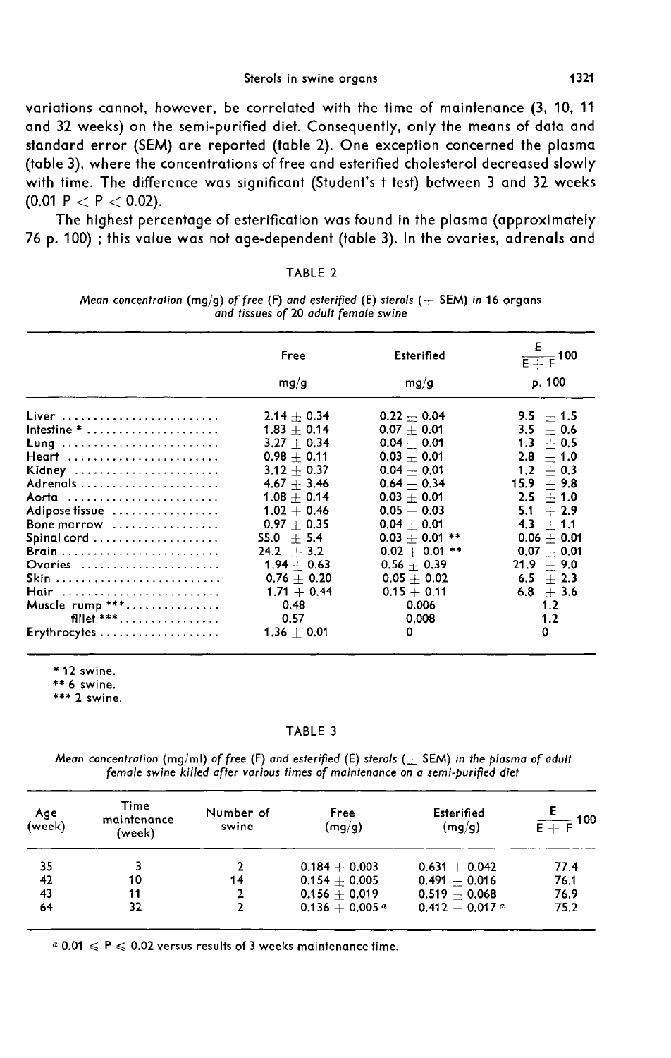variations cannot, however, be correlated with the time of maintenance (3, 10, 11 and 32 weeks) on the semi-purified diet. Consequently, only the means of data and standard error (SEM) are reported (table 2). One exception concerned the plasma (table 3), where the concentrations of free and esterified cholesterol decreased slowly with time. The difference was significant (Student's t test) between 3 and 32 weeks ($0.01 \ P < P < 0.02$).

The highest percentage of esterification was found in the plasma (approximately 76 p. 100) ; this value was not age-dependent (table 3). In the ovaries, adrenals and

TABLE 2

*Mean concentration (mg/g) of free (F) and esterified (E) sterols (± SEM) in 16 organs and tissues of 20 adult female swine*

| | Free mg/g | Esterified mg/g | $\frac{E}{E+F}100$ p. 100 |
|---|---|---|---|
| Liver | 2.14 ± 0.34 | 0.22 ± 0.04 | 9.5 ± 1.5 |
| Intestine * | 1.83 ± 0.14 | 0.07 ± 0.01 | 3.5 ± 0.6 |
| Lung | 3.27 ± 0.34 | 0.04 ± 0.01 | 1.3 ± 0.5 |
| Heart | 0.98 ± 0.11 | 0.03 ± 0.01 | 2.8 ± 1.0 |
| Kidney | 3.12 ± 0.37 | 0.04 ± 0.01 | 1.2 ± 0.3 |
| Adrenals | 4.67 ± 3.46 | 0.64 ± 0.34 | 15.9 ± 9.8 |
| Aorta | 1.08 ± 0.14 | 0.03 ± 0.01 | 2.5 ± 1.0 |
| Adipose tissue | 1.02 ± 0.46 | 0.05 ± 0.03 | 5.1 ± 2.9 |
| Bone marrow | 0.97 ± 0.35 | 0.04 ± 0.01 | 4.3 ± 1.1 |
| Spinal cord | 55.0 ± 5.4 | 0.03 ± 0.01 ** | 0.06 ± 0.01 |
| Brain | 24.2 ± 3.2 | 0.02 ± 0.01 ** | 0.07 ± 0.01 |
| Ovaries | 1.94 ± 0.63 | 0.56 ± 0.39 | 21.9 ± 9.0 |
| Skin | 0.76 ± 0.20 | 0.05 ± 0.02 | 6.5 ± 2.3 |
| Hair | 1.71 ± 0.44 | 0.15 ± 0.11 | 6.8 ± 3.6 |
| Muscle rump *** | 0.48 | 0.006 | 1.2 |
| fillet *** | 0.57 | 0.008 | 1.2 |
| Erythrocytes | 1.36 ± 0.01 | 0 | 0 |

\* 12 swine.
\** 6 swine.
\*** 2 swine.

TABLE 3

*Mean concentration (mg/ml) of free (F) and esterified (E) sterols (± SEM) in the plasma of adult female swine killed after various times of maintenance on a semi-purified diet*

| Age (week) | Time maintenance (week) | Number of swine | Free (mg/g) | Esterified (mg/g) | $\frac{E}{E+F}100$ |
|---|---|---|---|---|---|
| 35 | 3 | 2 | 0.184 ± 0.003 | 0.631 ± 0.042 | 77.4 |
| 42 | 10 | 14 | 0.154 ± 0.005 | 0.491 ± 0.016 | 76.1 |
| 43 | 11 | 2 | 0.156 ± 0.019 | 0.519 ± 0.068 | 76.9 |
| 64 | 32 | 2 | 0.136 ± 0.005 [a] | 0.412 ± 0.017 [a] | 75.2 |

[a] $0.01 \leqslant P \leqslant 0.02$ versus results of 3 weeks maintenance time.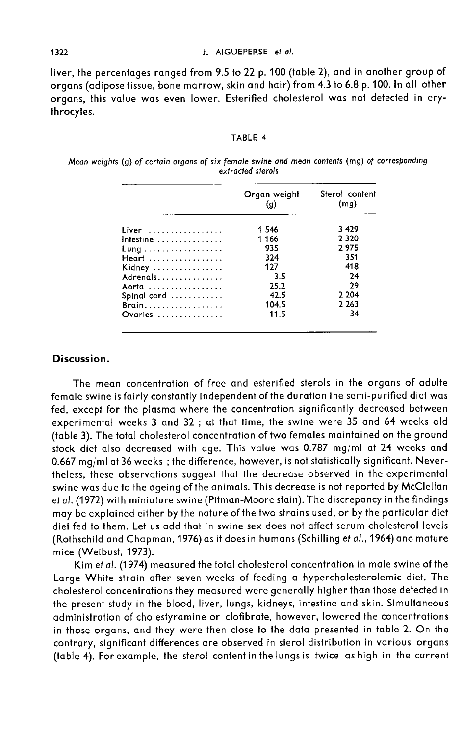liver, the percentages ranged from 9.5 to 22 p. 100 (table 2), and in another group of organs (adipose tissue, bone marrow, skin and hair) from 4.3 to 6.8 p. 100. In all other organs, this value was even lower. Esterified cholesterol was not detected in erythrocytes.

TABLE 4

*Mean weights (g) of certain organs of six female swine and mean contents (mg) of corresponding extracted sterols*

| | Organ weight (g) | Sterol content (mg) |
|---|---|---|
| Liver | 1 546 | 3 429 |
| Intestine | 1 166 | 2 320 |
| Lung | 935 | 2 975 |
| Heart | 324 | 351 |
| Kidney | 127 | 418 |
| Adrenals | 3.5 | 24 |
| Aorta | 25.2 | 29 |
| Spinal cord | 42.5 | 2 204 |
| Brain | 104.5 | 2 263 |
| Ovaries | 11.5 | 34 |

## Discussion.

The mean concentration of free and esterified sterols in the organs of adulte female swine is fairly constantly independent of the duration the semi-purified diet was fed, except for the plasma where the concentration significantly decreased between experimental weeks 3 and 32 ; at that time, the swine were 35 and 64 weeks old (table 3). The total cholesterol concentration of two females maintained on the ground stock diet also decreased with age. This value was 0.787 mg/ml at 24 weeks and 0.667 mg/ml at 36 weeks ; the difference, however, is not statistically significant. Nevertheless, these observations suggest that the decrease observed in the experimental swine was due to the ageing of the animals. This decrease is not reported by McClellan *et al.* (1972) with miniature swine (Pitman-Moore stain). The discrepancy in the findings may be explained either by the nature of the two strains used, or by the particular diet diet fed to them. Let us add that in swine sex does not affect serum cholesterol levels (Rothschild and Chapman, 1976) as it does in humans (Schilling *et al.*, 1964) and mature mice (Weibust, 1973).

Kim *et al.* (1974) measured the total cholesterol concentration in male swine of the Large White strain after seven weeks of feeding a hypercholesterolemic diet. The cholesterol concentrations they measured were generally higher than those detected in the present study in the blood, liver, lungs, kidneys, intestine and skin. Simultaneous administration of cholestyramine or clofibrate, however, lowered the concentrations in those organs, and they were then close to the data presented in table 2. On the contrary, significant differences are observed in sterol distribution in various organs (table 4). For example, the sterol content in the lungs is twice as high in the current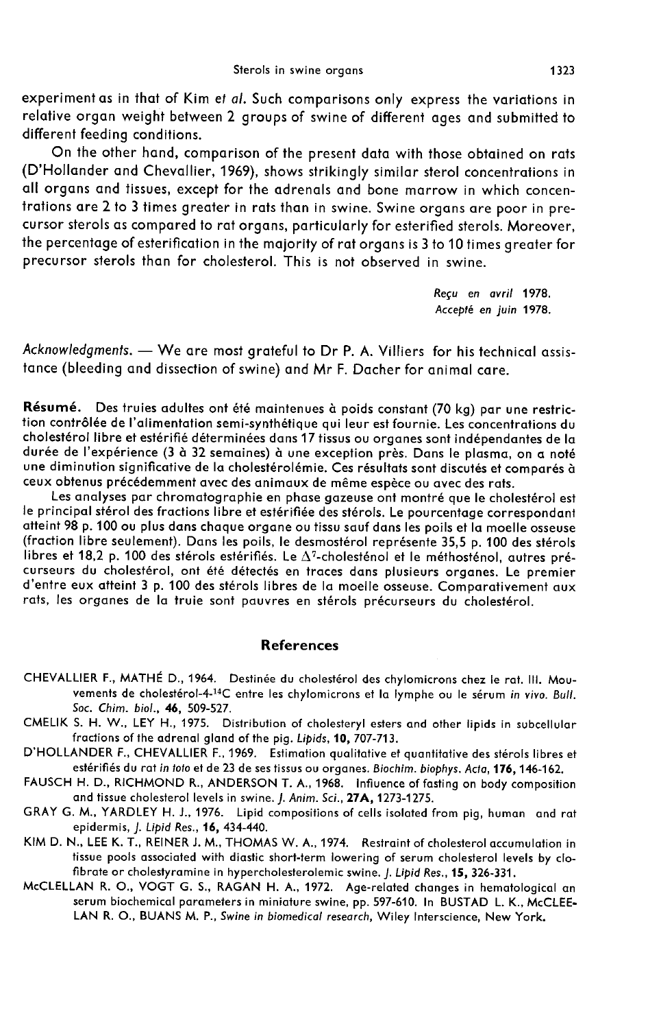experiment as in that of Kim *et al.* Such comparisons only express the variations in relative organ weight between 2 groups of swine of different ages and submitted to different feeding conditions.

On the other hand, comparison of the present data with those obtained on rats (D'Hollander and Chevallier, 1969), shows strikingly similar sterol concentrations in all organs and tissues, except for the adrenals and bone marrow in which concentrations are 2 to 3 times greater in rats than in swine. Swine organs are poor in precursor sterols as compared to rat organs, particularly for esterified sterols. Moreover, the percentage of esterification in the majority of rat organs is 3 to 10 times greater for precursor sterols than for cholesterol. This is not observed in swine.

*Reçu en avril 1978.*
*Accepté en juin 1978.*

*Acknowledgments.* — We are most grateful to Dr P. A. Villiers for his technical assistance (bleeding and dissection of swine) and Mr F. Dacher for animal care.

**Résumé.** Des truies adultes ont été maintenues à poids constant (70 kg) par une restriction contrôlée de l'alimentation semi-synthétique qui leur est fournie. Les concentrations du cholestérol libre et estérifié déterminées dans 17 tissus ou organes sont indépendantes de la durée de l'expérience (3 à 32 semaines) à une exception près. Dans le plasma, on a noté une diminution significative de la cholestérolémie. Ces résultats sont discutés et comparés à ceux obtenus précédemment avec des animaux de même espèce ou avec des rats.

Les analyses par chromatographie en phase gazeuse ont montré que le cholestérol est le principal stérol des fractions libre et estérifiée des stérols. Le pourcentage correspondant atteint 98 p. 100 ou plus dans chaque organe ou tissu sauf dans les poils et la moelle osseuse (fraction libre seulement). Dans les poils, le desmostérol représente 35,5 p. 100 des stérols libres et 18,2 p. 100 des stérols estérifiés. Le $\Delta^7$-cholesténol et le méthosténol, autres précurseurs du cholestérol, ont été détectés en traces dans plusieurs organes. Le premier d'entre eux atteint 3 p. 100 des stérols libres de la moelle osseuse. Comparativement aux rats, les organes de la truie sont pauvres en stérols précurseurs du cholestérol.

## References

CHEVALLIER F., MATHÉ D., 1964. Destinée du cholestérol des chylomicrons chez le rat. III. Mouvements de cholestérol-4-$^{14}$C entre les chylomicrons et la lymphe ou le sérum *in vivo*. *Bull. Soc. Chim. biol.*, **46**, 509-527.

CMELIK S. H. W., LEY H., 1975. Distribution of cholesteryl esters and other lipids in subcellular fractions of the adrenal gland of the pig. *Lipids*, **10**, 707-713.

D'HOLLANDER F., CHEVALLIER F., 1969. Estimation qualitative et quantitative des stérols libres et estérifiés du rat *in toto* et de 23 de ses tissus ou organes. *Biochim. biophys. Acta*, **176**, 146-162.

FAUSCH H. D., RICHMOND R., ANDERSON T. A., 1968. Influence of fasting on body composition and tissue cholesterol levels in swine. *J. Anim. Sci.*, **27A**, 1273-1275.

GRAY G. M., YARDLEY H. J., 1976. Lipid compositions of cells isolated from pig, human and rat epidermis, *J. Lipid Res.*, **16**, 434-440.

KIM D. N., LEE K. T., REINER J. M., THOMAS W. A., 1974. Restraint of cholesterol accumulation in tissue pools associated with diastic short-term lowering of serum cholesterol levels by clofibrate or cholestyramine in hypercholesterolemic swine. *J. Lipid Res.*, **15**, 326-331.

McCLELLAN R. O., VOGT G. S., RAGAN H. A., 1972. Age-related changes in hematological an serum biochemical parameters in miniature swine, pp. 597-610. In BUSTAD L. K., McCLEELAN R. O., BUANS M. P., *Swine in biomedical research*, Wiley Interscience, New York.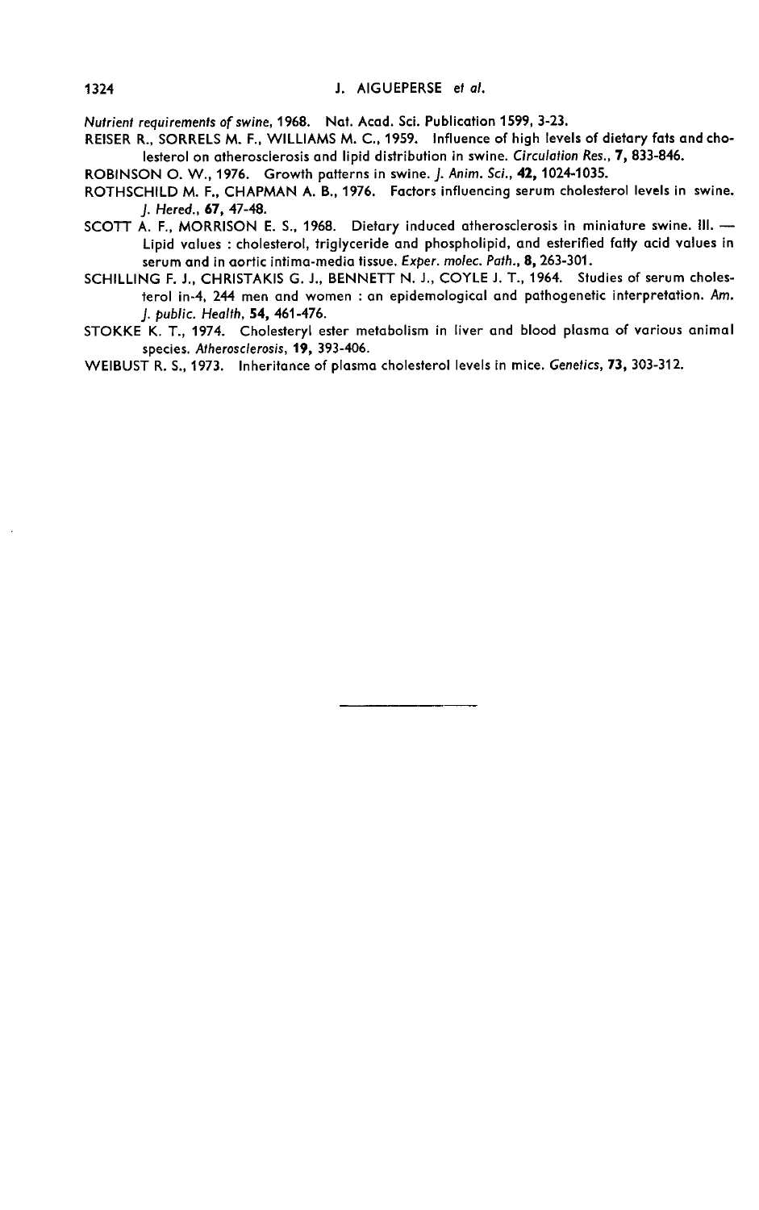*Nutrient requirements of swine*, 1968. Nat. Acad. Sci. Publication 1599, 3-23.

REISER R., SORRELS M. F., WILLIAMS M. C., 1959. Influence of high levels of dietary fats and cholesterol on atherosclerosis and lipid distribution in swine. *Circulation Res.*, **7**, 833-846.

ROBINSON O. W., 1976. Growth patterns in swine. *J. Anim. Sci.*, **42**, 1024-1035.

ROTHSCHILD M. F., CHAPMAN A. B., 1976. Factors influencing serum cholesterol levels in swine. *J. Hered.*, **67**, 47-48.

SCOTT A. F., MORRISON E. S., 1968. Dietary induced atherosclerosis in miniature swine. III. — Lipid values : cholesterol, triglyceride and phospholipid, and esterified fatty acid values in serum and in aortic intima-media tissue. *Exper. molec. Path.*, **8**, 263-301.

SCHILLING F. J., CHRISTAKIS G. J., BENNETT N. J., COYLE J. T., 1964. Studies of serum cholesterol in-4, 244 men and women : an epidemiological and pathogenetic interpretation. *Am. J. public. Health*, **54**, 461-476.

STOKKE K. T., 1974. Cholesteryl ester metabolism in liver and blood plasma of various animal species. *Atherosclerosis*, **19**, 393-406.

WEIBUST R. S., 1973. Inheritance of plasma cholesterol levels in mice. *Genetics*, **73**, 303-312.